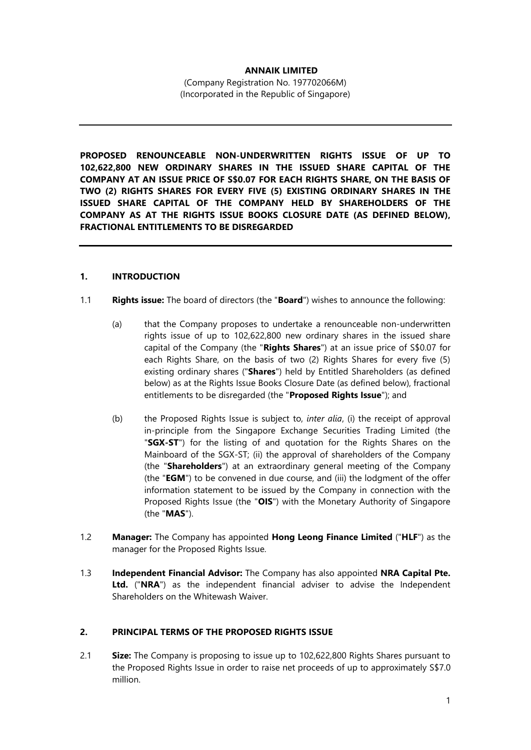**ANNAIK LIMITED**

(Company Registration No. 197702066M)
(Incorporated in the Republic of Singapore)

---

**PROPOSED RENOUNCEABLE NON-UNDERWRITTEN RIGHTS ISSUE OF UP TO 102,622,800 NEW ORDINARY SHARES IN THE ISSUED SHARE CAPITAL OF THE COMPANY AT AN ISSUE PRICE OF S$0.07 FOR EACH RIGHTS SHARE, ON THE BASIS OF TWO (2) RIGHTS SHARES FOR EVERY FIVE (5) EXISTING ORDINARY SHARES IN THE ISSUED SHARE CAPITAL OF THE COMPANY HELD BY SHAREHOLDERS OF THE COMPANY AS AT THE RIGHTS ISSUE BOOKS CLOSURE DATE (AS DEFINED BELOW), FRACTIONAL ENTITLEMENTS TO BE DISREGARDED**

---

## 1. INTRODUCTION

1.1 **Rights issue:** The board of directors (the "**Board**") wishes to announce the following:

(a) that the Company proposes to undertake a renounceable non-underwritten rights issue of up to 102,622,800 new ordinary shares in the issued share capital of the Company (the "**Rights Shares**") at an issue price of S$0.07 for each Rights Share, on the basis of two (2) Rights Shares for every five (5) existing ordinary shares ("**Shares**") held by Entitled Shareholders (as defined below) as at the Rights Issue Books Closure Date (as defined below), fractional entitlements to be disregarded (the "**Proposed Rights Issue**"); and

(b) the Proposed Rights Issue is subject to, *inter alia*, (i) the receipt of approval in-principle from the Singapore Exchange Securities Trading Limited (the "**SGX-ST**") for the listing of and quotation for the Rights Shares on the Mainboard of the SGX-ST; (ii) the approval of shareholders of the Company (the "**Shareholders**") at an extraordinary general meeting of the Company (the "**EGM**") to be convened in due course, and (iii) the lodgment of the offer information statement to be issued by the Company in connection with the Proposed Rights Issue (the "**OIS**") with the Monetary Authority of Singapore (the "**MAS**").

1.2 **Manager:** The Company has appointed **Hong Leong Finance Limited** ("**HLF**") as the manager for the Proposed Rights Issue.

1.3 **Independent Financial Advisor:** The Company has also appointed **NRA Capital Pte. Ltd.** ("**NRA**") as the independent financial adviser to advise the Independent Shareholders on the Whitewash Waiver.

## 2. PRINCIPAL TERMS OF THE PROPOSED RIGHTS ISSUE

2.1 **Size:** The Company is proposing to issue up to 102,622,800 Rights Shares pursuant to the Proposed Rights Issue in order to raise net proceeds of up to approximately S$7.0 million.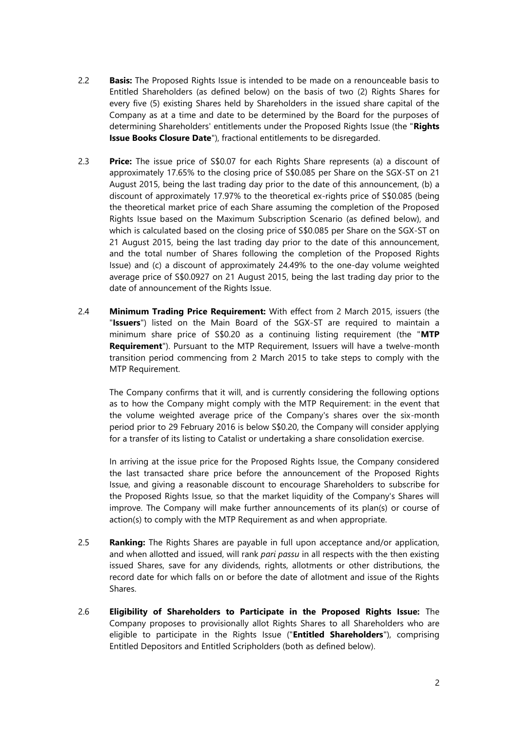2.2 **Basis:** The Proposed Rights Issue is intended to be made on a renounceable basis to Entitled Shareholders (as defined below) on the basis of two (2) Rights Shares for every five (5) existing Shares held by Shareholders in the issued share capital of the Company as at a time and date to be determined by the Board for the purposes of determining Shareholders' entitlements under the Proposed Rights Issue (the "**Rights Issue Books Closure Date**"), fractional entitlements to be disregarded.

2.3 **Price:** The issue price of S$0.07 for each Rights Share represents (a) a discount of approximately 17.65% to the closing price of S$0.085 per Share on the SGX-ST on 21 August 2015, being the last trading day prior to the date of this announcement, (b) a discount of approximately 17.97% to the theoretical ex-rights price of S$0.085 (being the theoretical market price of each Share assuming the completion of the Proposed Rights Issue based on the Maximum Subscription Scenario (as defined below), and which is calculated based on the closing price of S$0.085 per Share on the SGX-ST on 21 August 2015, being the last trading day prior to the date of this announcement, and the total number of Shares following the completion of the Proposed Rights Issue) and (c) a discount of approximately 24.49% to the one-day volume weighted average price of S$0.0927 on 21 August 2015, being the last trading day prior to the date of announcement of the Rights Issue.

2.4 **Minimum Trading Price Requirement:** With effect from 2 March 2015, issuers (the "**Issuers**") listed on the Main Board of the SGX-ST are required to maintain a minimum share price of S$0.20 as a continuing listing requirement (the "**MTP Requirement**"). Pursuant to the MTP Requirement, Issuers will have a twelve-month transition period commencing from 2 March 2015 to take steps to comply with the MTP Requirement.

The Company confirms that it will, and is currently considering the following options as to how the Company might comply with the MTP Requirement: in the event that the volume weighted average price of the Company's shares over the six-month period prior to 29 February 2016 is below S$0.20, the Company will consider applying for a transfer of its listing to Catalist or undertaking a share consolidation exercise.

In arriving at the issue price for the Proposed Rights Issue, the Company considered the last transacted share price before the announcement of the Proposed Rights Issue, and giving a reasonable discount to encourage Shareholders to subscribe for the Proposed Rights Issue, so that the market liquidity of the Company's Shares will improve. The Company will make further announcements of its plan(s) or course of action(s) to comply with the MTP Requirement as and when appropriate.

2.5 **Ranking:** The Rights Shares are payable in full upon acceptance and/or application, and when allotted and issued, will rank *pari passu* in all respects with the then existing issued Shares, save for any dividends, rights, allotments or other distributions, the record date for which falls on or before the date of allotment and issue of the Rights Shares.

2.6 **Eligibility of Shareholders to Participate in the Proposed Rights Issue:** The Company proposes to provisionally allot Rights Shares to all Shareholders who are eligible to participate in the Rights Issue ("**Entitled Shareholders**"), comprising Entitled Depositors and Entitled Scripholders (both as defined below).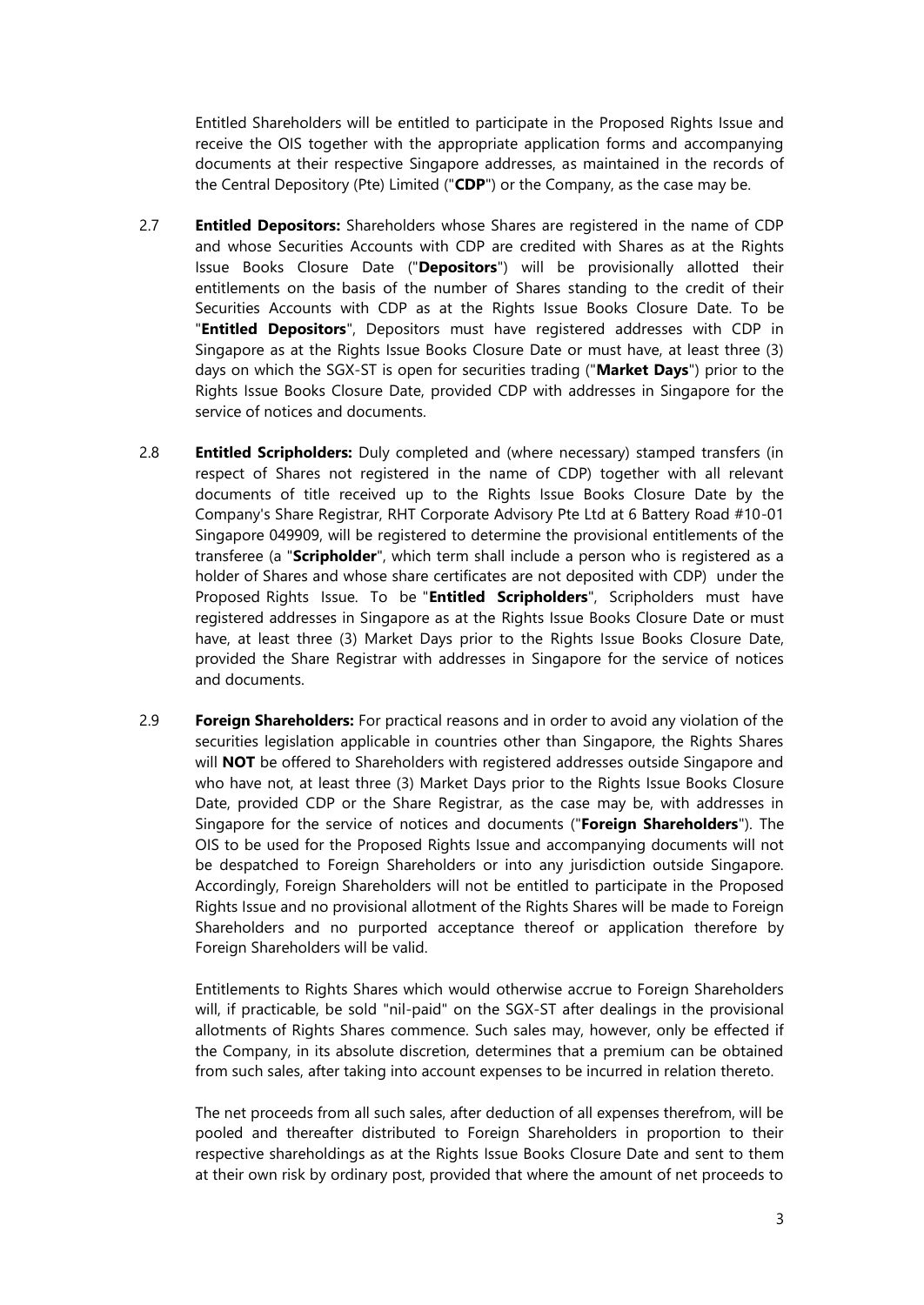Entitled Shareholders will be entitled to participate in the Proposed Rights Issue and receive the OIS together with the appropriate application forms and accompanying documents at their respective Singapore addresses, as maintained in the records of the Central Depository (Pte) Limited ("**CDP**") or the Company, as the case may be.

2.7 **Entitled Depositors:** Shareholders whose Shares are registered in the name of CDP and whose Securities Accounts with CDP are credited with Shares as at the Rights Issue Books Closure Date ("**Depositors**") will be provisionally allotted their entitlements on the basis of the number of Shares standing to the credit of their Securities Accounts with CDP as at the Rights Issue Books Closure Date. To be "**Entitled Depositors**", Depositors must have registered addresses with CDP in Singapore as at the Rights Issue Books Closure Date or must have, at least three (3) days on which the SGX-ST is open for securities trading ("**Market Days**") prior to the Rights Issue Books Closure Date, provided CDP with addresses in Singapore for the service of notices and documents.

2.8 **Entitled Scripholders:** Duly completed and (where necessary) stamped transfers (in respect of Shares not registered in the name of CDP) together with all relevant documents of title received up to the Rights Issue Books Closure Date by the Company's Share Registrar, RHT Corporate Advisory Pte Ltd at 6 Battery Road #10-01 Singapore 049909, will be registered to determine the provisional entitlements of the transferee (a "**Scripholder**", which term shall include a person who is registered as a holder of Shares and whose share certificates are not deposited with CDP) under the Proposed Rights Issue. To be "**Entitled Scripholders**", Scripholders must have registered addresses in Singapore as at the Rights Issue Books Closure Date or must have, at least three (3) Market Days prior to the Rights Issue Books Closure Date, provided the Share Registrar with addresses in Singapore for the service of notices and documents.

2.9 **Foreign Shareholders:** For practical reasons and in order to avoid any violation of the securities legislation applicable in countries other than Singapore, the Rights Shares will **NOT** be offered to Shareholders with registered addresses outside Singapore and who have not, at least three (3) Market Days prior to the Rights Issue Books Closure Date, provided CDP or the Share Registrar, as the case may be, with addresses in Singapore for the service of notices and documents ("**Foreign Shareholders**"). The OIS to be used for the Proposed Rights Issue and accompanying documents will not be despatched to Foreign Shareholders or into any jurisdiction outside Singapore. Accordingly, Foreign Shareholders will not be entitled to participate in the Proposed Rights Issue and no provisional allotment of the Rights Shares will be made to Foreign Shareholders and no purported acceptance thereof or application therefore by Foreign Shareholders will be valid.

Entitlements to Rights Shares which would otherwise accrue to Foreign Shareholders will, if practicable, be sold "nil-paid" on the SGX-ST after dealings in the provisional allotments of Rights Shares commence. Such sales may, however, only be effected if the Company, in its absolute discretion, determines that a premium can be obtained from such sales, after taking into account expenses to be incurred in relation thereto.

The net proceeds from all such sales, after deduction of all expenses therefrom, will be pooled and thereafter distributed to Foreign Shareholders in proportion to their respective shareholdings as at the Rights Issue Books Closure Date and sent to them at their own risk by ordinary post, provided that where the amount of net proceeds to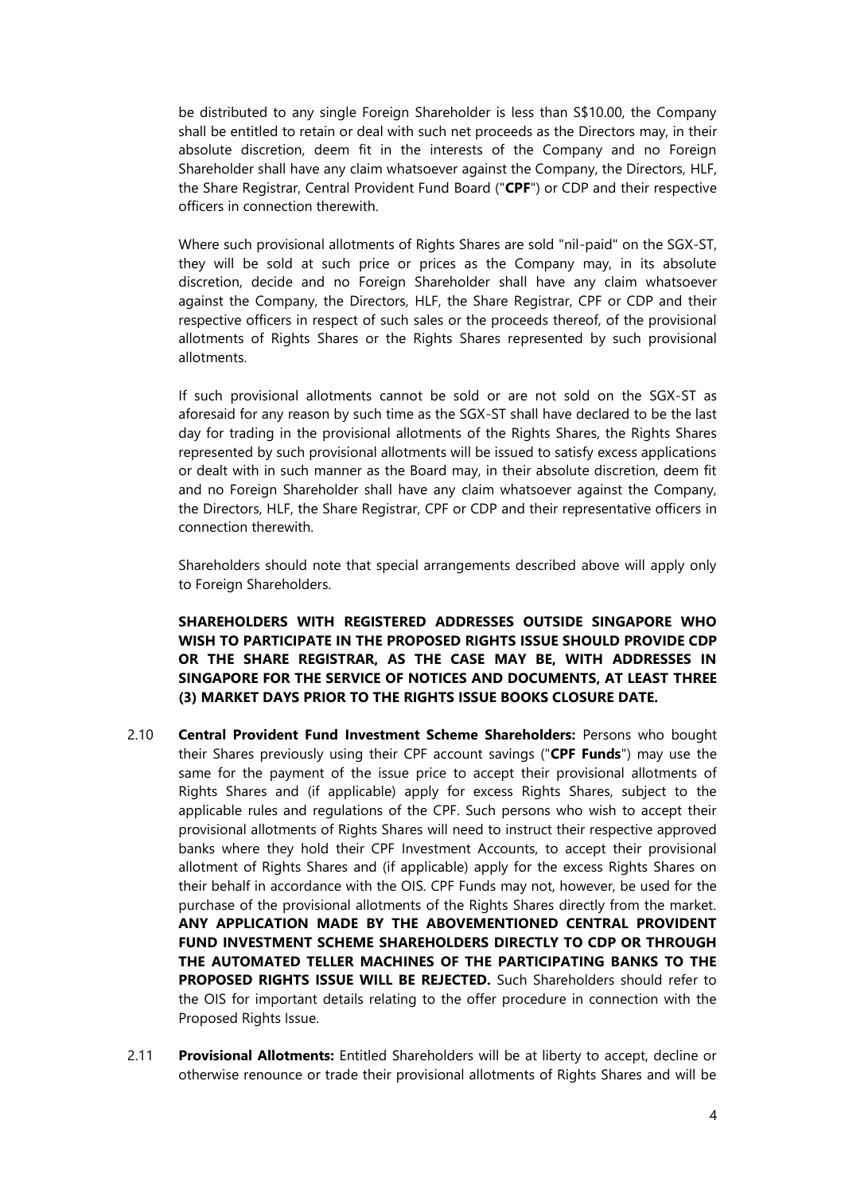be distributed to any single Foreign Shareholder is less than S$10.00, the Company shall be entitled to retain or deal with such net proceeds as the Directors may, in their absolute discretion, deem fit in the interests of the Company and no Foreign Shareholder shall have any claim whatsoever against the Company, the Directors, HLF, the Share Registrar, Central Provident Fund Board ("**CPF**") or CDP and their respective officers in connection therewith.

Where such provisional allotments of Rights Shares are sold "nil-paid" on the SGX-ST, they will be sold at such price or prices as the Company may, in its absolute discretion, decide and no Foreign Shareholder shall have any claim whatsoever against the Company, the Directors, HLF, the Share Registrar, CPF or CDP and their respective officers in respect of such sales or the proceeds thereof, of the provisional allotments of Rights Shares or the Rights Shares represented by such provisional allotments.

If such provisional allotments cannot be sold or are not sold on the SGX-ST as aforesaid for any reason by such time as the SGX-ST shall have declared to be the last day for trading in the provisional allotments of the Rights Shares, the Rights Shares represented by such provisional allotments will be issued to satisfy excess applications or dealt with in such manner as the Board may, in their absolute discretion, deem fit and no Foreign Shareholder shall have any claim whatsoever against the Company, the Directors, HLF, the Share Registrar, CPF or CDP and their representative officers in connection therewith.

Shareholders should note that special arrangements described above will apply only to Foreign Shareholders.

**SHAREHOLDERS WITH REGISTERED ADDRESSES OUTSIDE SINGAPORE WHO WISH TO PARTICIPATE IN THE PROPOSED RIGHTS ISSUE SHOULD PROVIDE CDP OR THE SHARE REGISTRAR, AS THE CASE MAY BE, WITH ADDRESSES IN SINGAPORE FOR THE SERVICE OF NOTICES AND DOCUMENTS, AT LEAST THREE (3) MARKET DAYS PRIOR TO THE RIGHTS ISSUE BOOKS CLOSURE DATE.**

2.10 **Central Provident Fund Investment Scheme Shareholders:** Persons who bought their Shares previously using their CPF account savings ("**CPF Funds**") may use the same for the payment of the issue price to accept their provisional allotments of Rights Shares and (if applicable) apply for excess Rights Shares, subject to the applicable rules and regulations of the CPF. Such persons who wish to accept their provisional allotments of Rights Shares will need to instruct their respective approved banks where they hold their CPF Investment Accounts, to accept their provisional allotment of Rights Shares and (if applicable) apply for the excess Rights Shares on their behalf in accordance with the OIS. CPF Funds may not, however, be used for the purchase of the provisional allotments of the Rights Shares directly from the market. **ANY APPLICATION MADE BY THE ABOVEMENTIONED CENTRAL PROVIDENT FUND INVESTMENT SCHEME SHAREHOLDERS DIRECTLY TO CDP OR THROUGH THE AUTOMATED TELLER MACHINES OF THE PARTICIPATING BANKS TO THE PROPOSED RIGHTS ISSUE WILL BE REJECTED.** Such Shareholders should refer to the OIS for important details relating to the offer procedure in connection with the Proposed Rights Issue.

2.11 **Provisional Allotments:** Entitled Shareholders will be at liberty to accept, decline or otherwise renounce or trade their provisional allotments of Rights Shares and will be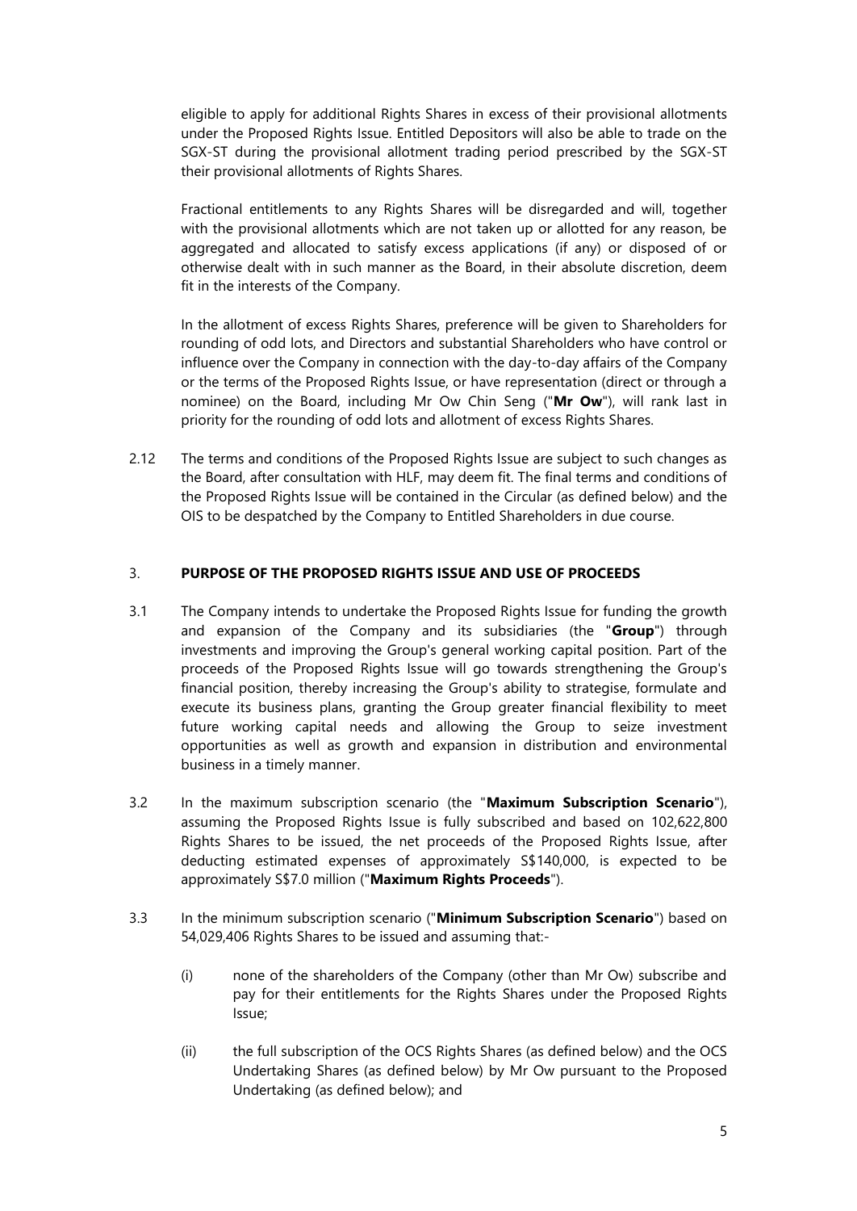eligible to apply for additional Rights Shares in excess of their provisional allotments under the Proposed Rights Issue. Entitled Depositors will also be able to trade on the SGX-ST during the provisional allotment trading period prescribed by the SGX-ST their provisional allotments of Rights Shares.

Fractional entitlements to any Rights Shares will be disregarded and will, together with the provisional allotments which are not taken up or allotted for any reason, be aggregated and allocated to satisfy excess applications (if any) or disposed of or otherwise dealt with in such manner as the Board, in their absolute discretion, deem fit in the interests of the Company.

In the allotment of excess Rights Shares, preference will be given to Shareholders for rounding of odd lots, and Directors and substantial Shareholders who have control or influence over the Company in connection with the day-to-day affairs of the Company or the terms of the Proposed Rights Issue, or have representation (direct or through a nominee) on the Board, including Mr Ow Chin Seng ("**Mr Ow**"), will rank last in priority for the rounding of odd lots and allotment of excess Rights Shares.

2.12 The terms and conditions of the Proposed Rights Issue are subject to such changes as the Board, after consultation with HLF, may deem fit. The final terms and conditions of the Proposed Rights Issue will be contained in the Circular (as defined below) and the OIS to be despatched by the Company to Entitled Shareholders in due course.

## 3. PURPOSE OF THE PROPOSED RIGHTS ISSUE AND USE OF PROCEEDS

3.1 The Company intends to undertake the Proposed Rights Issue for funding the growth and expansion of the Company and its subsidiaries (the "**Group**") through investments and improving the Group's general working capital position. Part of the proceeds of the Proposed Rights Issue will go towards strengthening the Group's financial position, thereby increasing the Group's ability to strategise, formulate and execute its business plans, granting the Group greater financial flexibility to meet future working capital needs and allowing the Group to seize investment opportunities as well as growth and expansion in distribution and environmental business in a timely manner.

3.2 In the maximum subscription scenario (the "**Maximum Subscription Scenario**"), assuming the Proposed Rights Issue is fully subscribed and based on 102,622,800 Rights Shares to be issued, the net proceeds of the Proposed Rights Issue, after deducting estimated expenses of approximately S$140,000, is expected to be approximately S$7.0 million ("**Maximum Rights Proceeds**").

3.3 In the minimum subscription scenario ("**Minimum Subscription Scenario**") based on 54,029,406 Rights Shares to be issued and assuming that:-

(i) none of the shareholders of the Company (other than Mr Ow) subscribe and pay for their entitlements for the Rights Shares under the Proposed Rights Issue;

(ii) the full subscription of the OCS Rights Shares (as defined below) and the OCS Undertaking Shares (as defined below) by Mr Ow pursuant to the Proposed Undertaking (as defined below); and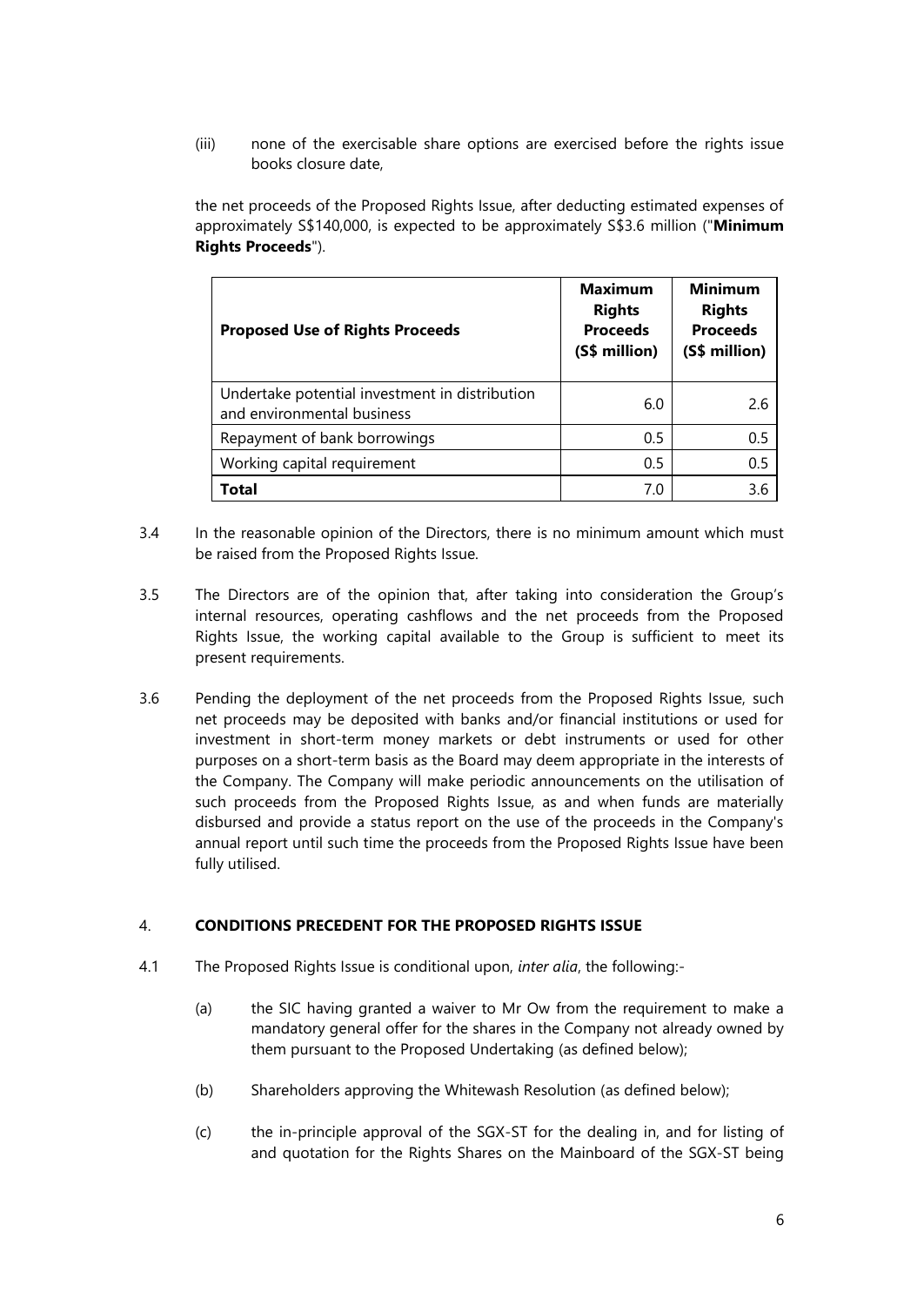(iii) none of the exercisable share options are exercised before the rights issue books closure date,

the net proceeds of the Proposed Rights Issue, after deducting estimated expenses of approximately S$140,000, is expected to be approximately S$3.6 million ("**Minimum Rights Proceeds**").

| **Proposed Use of Rights Proceeds** | **Maximum Rights Proceeds (S$ million)** | **Minimum Rights Proceeds (S$ million)** |
|---|---|---|
| Undertake potential investment in distribution and environmental business | 6.0 | 2.6 |
| Repayment of bank borrowings | 0.5 | 0.5 |
| Working capital requirement | 0.5 | 0.5 |
| **Total** | 7.0 | 3.6 |

3.4 In the reasonable opinion of the Directors, there is no minimum amount which must be raised from the Proposed Rights Issue.

3.5 The Directors are of the opinion that, after taking into consideration the Group's internal resources, operating cashflows and the net proceeds from the Proposed Rights Issue, the working capital available to the Group is sufficient to meet its present requirements.

3.6 Pending the deployment of the net proceeds from the Proposed Rights Issue, such net proceeds may be deposited with banks and/or financial institutions or used for investment in short-term money markets or debt instruments or used for other purposes on a short-term basis as the Board may deem appropriate in the interests of the Company. The Company will make periodic announcements on the utilisation of such proceeds from the Proposed Rights Issue, as and when funds are materially disbursed and provide a status report on the use of the proceeds in the Company's annual report until such time the proceeds from the Proposed Rights Issue have been fully utilised.

## 4. CONDITIONS PRECEDENT FOR THE PROPOSED RIGHTS ISSUE

4.1 The Proposed Rights Issue is conditional upon, *inter alia*, the following:-

(a) the SIC having granted a waiver to Mr Ow from the requirement to make a mandatory general offer for the shares in the Company not already owned by them pursuant to the Proposed Undertaking (as defined below);

(b) Shareholders approving the Whitewash Resolution (as defined below);

(c) the in-principle approval of the SGX-ST for the dealing in, and for listing of and quotation for the Rights Shares on the Mainboard of the SGX-ST being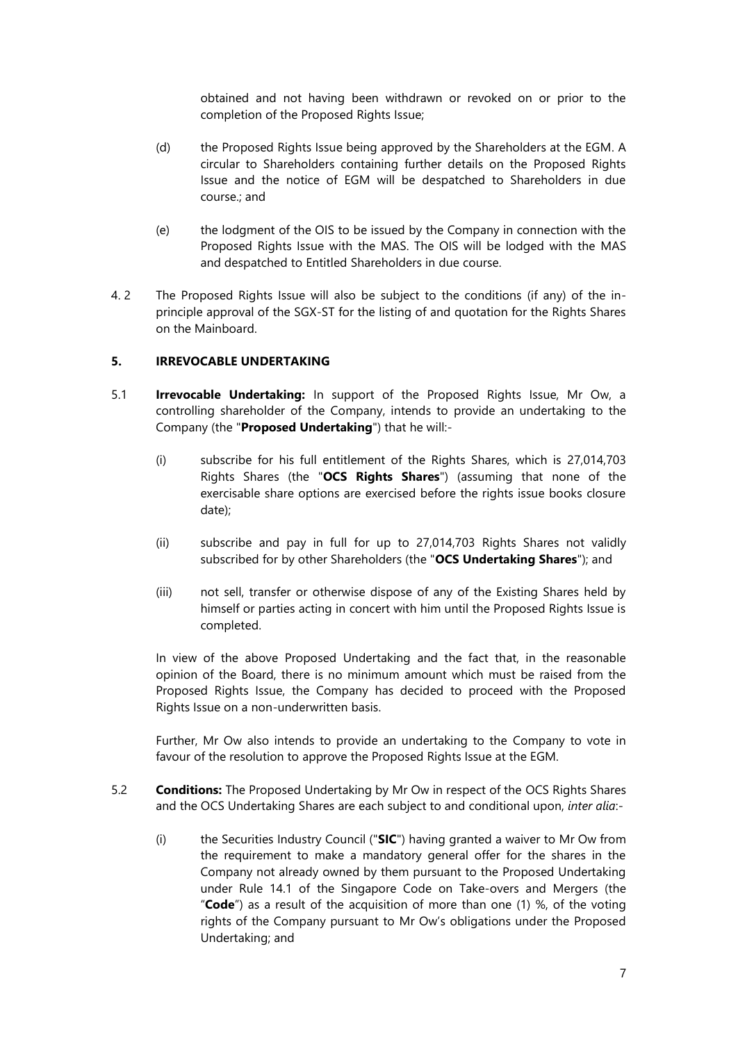obtained and not having been withdrawn or revoked on or prior to the completion of the Proposed Rights Issue;

(d) the Proposed Rights Issue being approved by the Shareholders at the EGM. A circular to Shareholders containing further details on the Proposed Rights Issue and the notice of EGM will be despatched to Shareholders in due course.; and

(e) the lodgment of the OIS to be issued by the Company in connection with the Proposed Rights Issue with the MAS. The OIS will be lodged with the MAS and despatched to Entitled Shareholders in due course.

4. 2 The Proposed Rights Issue will also be subject to the conditions (if any) of the in-principle approval of the SGX-ST for the listing of and quotation for the Rights Shares on the Mainboard.

## 5. IRREVOCABLE UNDERTAKING

5.1 **Irrevocable Undertaking:** In support of the Proposed Rights Issue, Mr Ow, a controlling shareholder of the Company, intends to provide an undertaking to the Company (the "**Proposed Undertaking**") that he will:-

(i) subscribe for his full entitlement of the Rights Shares, which is 27,014,703 Rights Shares (the "**OCS Rights Shares**") (assuming that none of the exercisable share options are exercised before the rights issue books closure date);

(ii) subscribe and pay in full for up to 27,014,703 Rights Shares not validly subscribed for by other Shareholders (the "**OCS Undertaking Shares**"); and

(iii) not sell, transfer or otherwise dispose of any of the Existing Shares held by himself or parties acting in concert with him until the Proposed Rights Issue is completed.

In view of the above Proposed Undertaking and the fact that, in the reasonable opinion of the Board, there is no minimum amount which must be raised from the Proposed Rights Issue, the Company has decided to proceed with the Proposed Rights Issue on a non-underwritten basis.

Further, Mr Ow also intends to provide an undertaking to the Company to vote in favour of the resolution to approve the Proposed Rights Issue at the EGM.

5.2 **Conditions:** The Proposed Undertaking by Mr Ow in respect of the OCS Rights Shares and the OCS Undertaking Shares are each subject to and conditional upon, *inter alia*:-

(i) the Securities Industry Council ("**SIC**") having granted a waiver to Mr Ow from the requirement to make a mandatory general offer for the shares in the Company not already owned by them pursuant to the Proposed Undertaking under Rule 14.1 of the Singapore Code on Take-overs and Mergers (the "**Code**") as a result of the acquisition of more than one (1) %, of the voting rights of the Company pursuant to Mr Ow's obligations under the Proposed Undertaking; and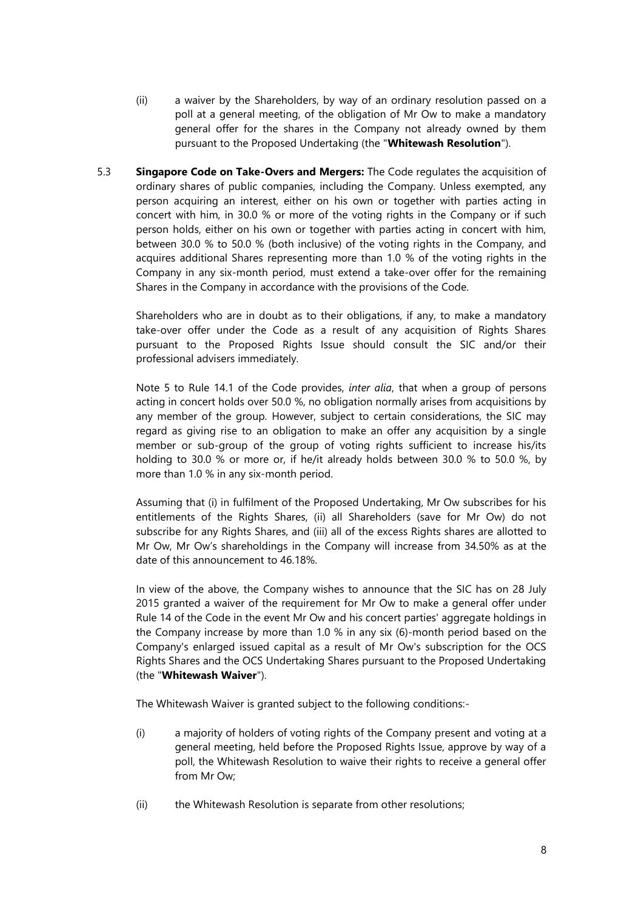(ii) a waiver by the Shareholders, by way of an ordinary resolution passed on a poll at a general meeting, of the obligation of Mr Ow to make a mandatory general offer for the shares in the Company not already owned by them pursuant to the Proposed Undertaking (the "**Whitewash Resolution**").

5.3 **Singapore Code on Take-Overs and Mergers:** The Code regulates the acquisition of ordinary shares of public companies, including the Company. Unless exempted, any person acquiring an interest, either on his own or together with parties acting in concert with him, in 30.0 % or more of the voting rights in the Company or if such person holds, either on his own or together with parties acting in concert with him, between 30.0 % to 50.0 % (both inclusive) of the voting rights in the Company, and acquires additional Shares representing more than 1.0 % of the voting rights in the Company in any six-month period, must extend a take-over offer for the remaining Shares in the Company in accordance with the provisions of the Code.

Shareholders who are in doubt as to their obligations, if any, to make a mandatory take-over offer under the Code as a result of any acquisition of Rights Shares pursuant to the Proposed Rights Issue should consult the SIC and/or their professional advisers immediately.

Note 5 to Rule 14.1 of the Code provides, *inter alia*, that when a group of persons acting in concert holds over 50.0 %, no obligation normally arises from acquisitions by any member of the group. However, subject to certain considerations, the SIC may regard as giving rise to an obligation to make an offer any acquisition by a single member or sub-group of the group of voting rights sufficient to increase his/its holding to 30.0 % or more or, if he/it already holds between 30.0 % to 50.0 %, by more than 1.0 % in any six-month period.

Assuming that (i) in fulfilment of the Proposed Undertaking, Mr Ow subscribes for his entitlements of the Rights Shares, (ii) all Shareholders (save for Mr Ow) do not subscribe for any Rights Shares, and (iii) all of the excess Rights shares are allotted to Mr Ow, Mr Ow's shareholdings in the Company will increase from 34.50% as at the date of this announcement to 46.18%.

In view of the above, the Company wishes to announce that the SIC has on 28 July 2015 granted a waiver of the requirement for Mr Ow to make a general offer under Rule 14 of the Code in the event Mr Ow and his concert parties' aggregate holdings in the Company increase by more than 1.0 % in any six (6)-month period based on the Company's enlarged issued capital as a result of Mr Ow's subscription for the OCS Rights Shares and the OCS Undertaking Shares pursuant to the Proposed Undertaking (the "**Whitewash Waiver**").

The Whitewash Waiver is granted subject to the following conditions:-

(i) a majority of holders of voting rights of the Company present and voting at a general meeting, held before the Proposed Rights Issue, approve by way of a poll, the Whitewash Resolution to waive their rights to receive a general offer from Mr Ow;

(ii) the Whitewash Resolution is separate from other resolutions;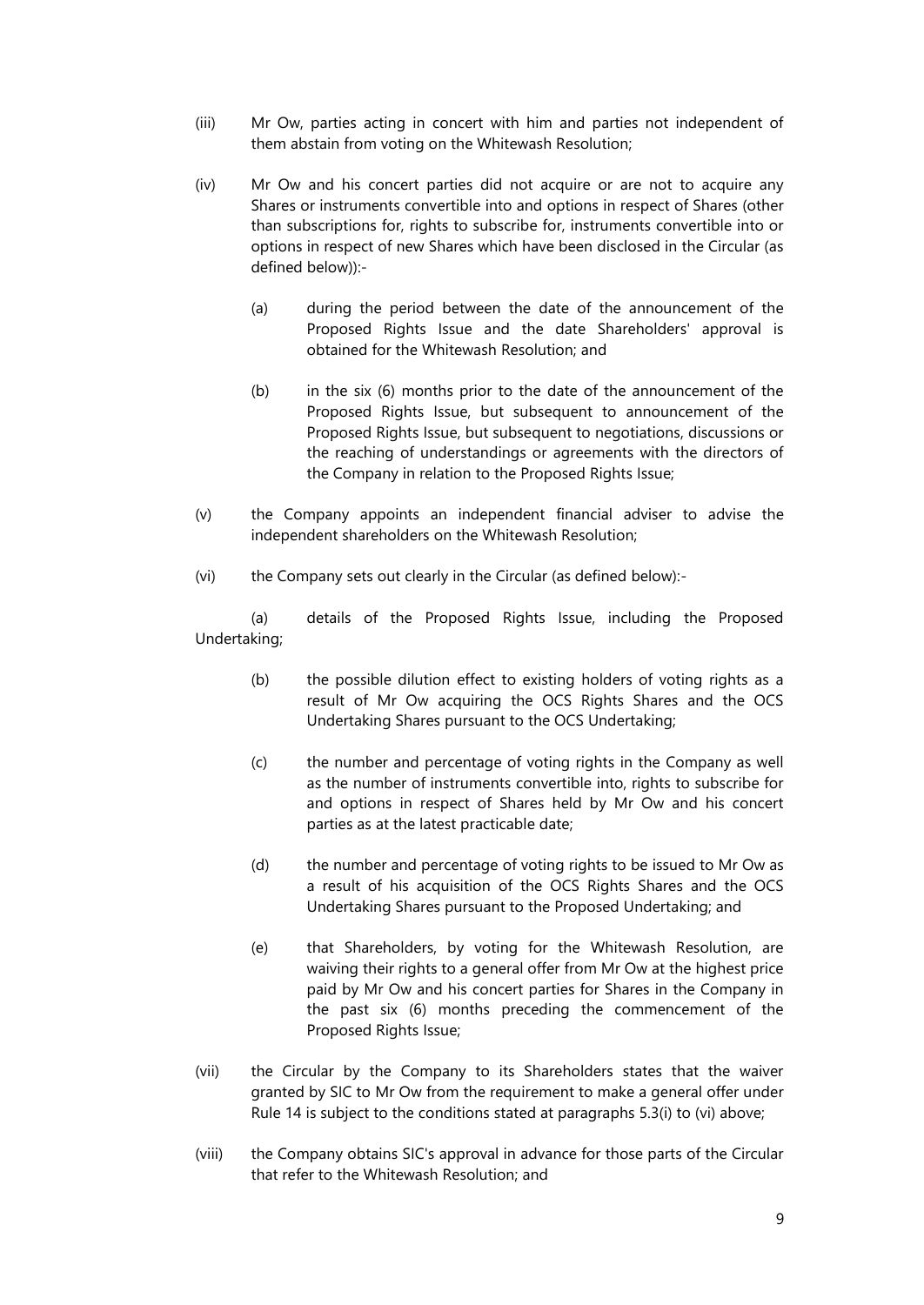(iii) Mr Ow, parties acting in concert with him and parties not independent of them abstain from voting on the Whitewash Resolution;

(iv) Mr Ow and his concert parties did not acquire or are not to acquire any Shares or instruments convertible into and options in respect of Shares (other than subscriptions for, rights to subscribe for, instruments convertible into or options in respect of new Shares which have been disclosed in the Circular (as defined below)):-

  (a) during the period between the date of the announcement of the Proposed Rights Issue and the date Shareholders' approval is obtained for the Whitewash Resolution; and

  (b) in the six (6) months prior to the date of the announcement of the Proposed Rights Issue, but subsequent to announcement of the Proposed Rights Issue, but subsequent to negotiations, discussions or the reaching of understandings or agreements with the directors of the Company in relation to the Proposed Rights Issue;

(v) the Company appoints an independent financial adviser to advise the independent shareholders on the Whitewash Resolution;

(vi) the Company sets out clearly in the Circular (as defined below):-

  (a) details of the Proposed Rights Issue, including the Proposed Undertaking;

  (b) the possible dilution effect to existing holders of voting rights as a result of Mr Ow acquiring the OCS Rights Shares and the OCS Undertaking Shares pursuant to the OCS Undertaking;

  (c) the number and percentage of voting rights in the Company as well as the number of instruments convertible into, rights to subscribe for and options in respect of Shares held by Mr Ow and his concert parties as at the latest practicable date;

  (d) the number and percentage of voting rights to be issued to Mr Ow as a result of his acquisition of the OCS Rights Shares and the OCS Undertaking Shares pursuant to the Proposed Undertaking; and

  (e) that Shareholders, by voting for the Whitewash Resolution, are waiving their rights to a general offer from Mr Ow at the highest price paid by Mr Ow and his concert parties for Shares in the Company in the past six (6) months preceding the commencement of the Proposed Rights Issue;

(vii) the Circular by the Company to its Shareholders states that the waiver granted by SIC to Mr Ow from the requirement to make a general offer under Rule 14 is subject to the conditions stated at paragraphs 5.3(i) to (vi) above;

(viii) the Company obtains SIC's approval in advance for those parts of the Circular that refer to the Whitewash Resolution; and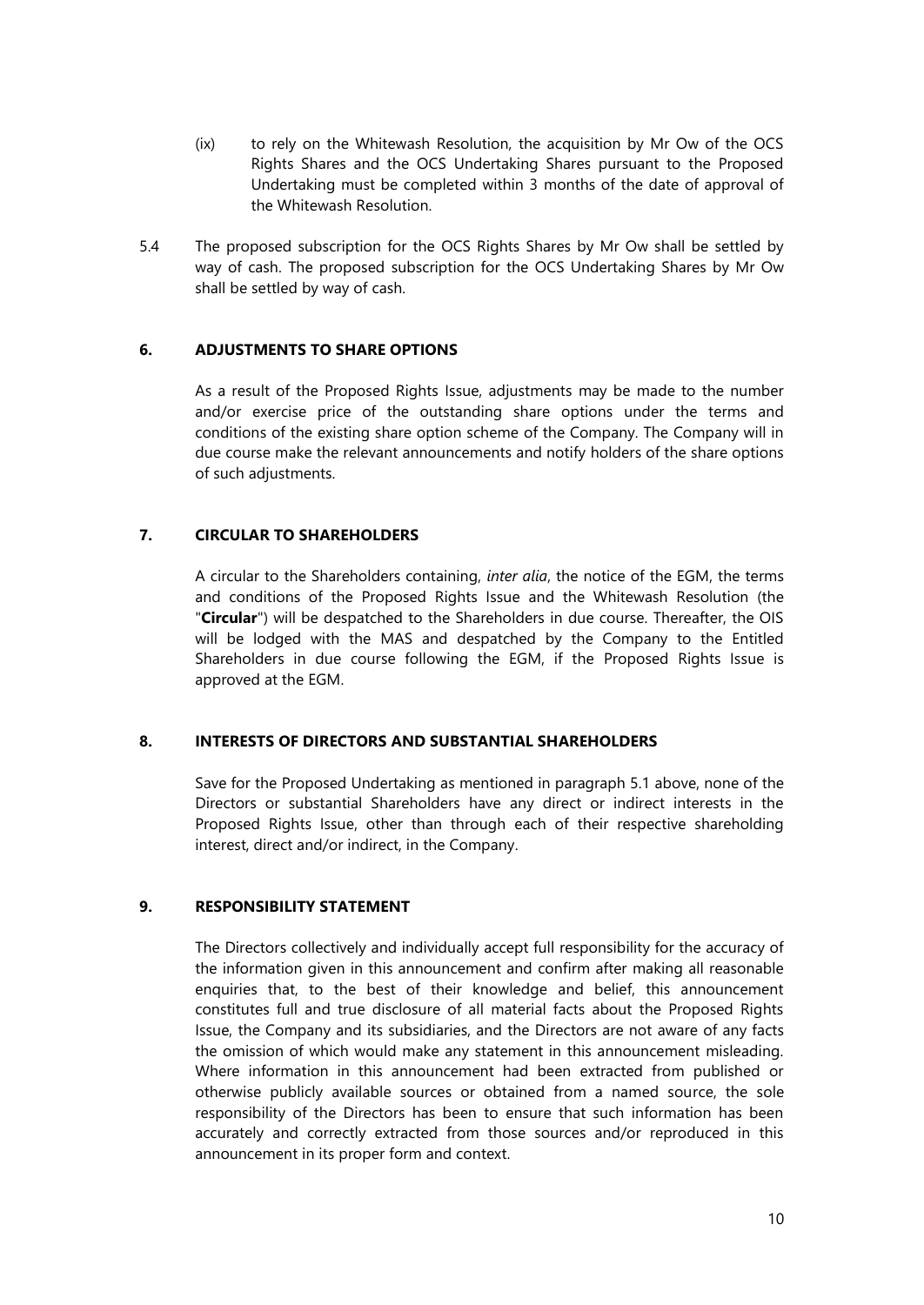(ix) to rely on the Whitewash Resolution, the acquisition by Mr Ow of the OCS Rights Shares and the OCS Undertaking Shares pursuant to the Proposed Undertaking must be completed within 3 months of the date of approval of the Whitewash Resolution.

5.4 The proposed subscription for the OCS Rights Shares by Mr Ow shall be settled by way of cash. The proposed subscription for the OCS Undertaking Shares by Mr Ow shall be settled by way of cash.

## 6. ADJUSTMENTS TO SHARE OPTIONS

As a result of the Proposed Rights Issue, adjustments may be made to the number and/or exercise price of the outstanding share options under the terms and conditions of the existing share option scheme of the Company. The Company will in due course make the relevant announcements and notify holders of the share options of such adjustments.

## 7. CIRCULAR TO SHAREHOLDERS

A circular to the Shareholders containing, *inter alia*, the notice of the EGM, the terms and conditions of the Proposed Rights Issue and the Whitewash Resolution (the "**Circular**") will be despatched to the Shareholders in due course. Thereafter, the OIS will be lodged with the MAS and despatched by the Company to the Entitled Shareholders in due course following the EGM, if the Proposed Rights Issue is approved at the EGM.

## 8. INTERESTS OF DIRECTORS AND SUBSTANTIAL SHAREHOLDERS

Save for the Proposed Undertaking as mentioned in paragraph 5.1 above, none of the Directors or substantial Shareholders have any direct or indirect interests in the Proposed Rights Issue, other than through each of their respective shareholding interest, direct and/or indirect, in the Company.

## 9. RESPONSIBILITY STATEMENT

The Directors collectively and individually accept full responsibility for the accuracy of the information given in this announcement and confirm after making all reasonable enquiries that, to the best of their knowledge and belief, this announcement constitutes full and true disclosure of all material facts about the Proposed Rights Issue, the Company and its subsidiaries, and the Directors are not aware of any facts the omission of which would make any statement in this announcement misleading. Where information in this announcement had been extracted from published or otherwise publicly available sources or obtained from a named source, the sole responsibility of the Directors has been to ensure that such information has been accurately and correctly extracted from those sources and/or reproduced in this announcement in its proper form and context.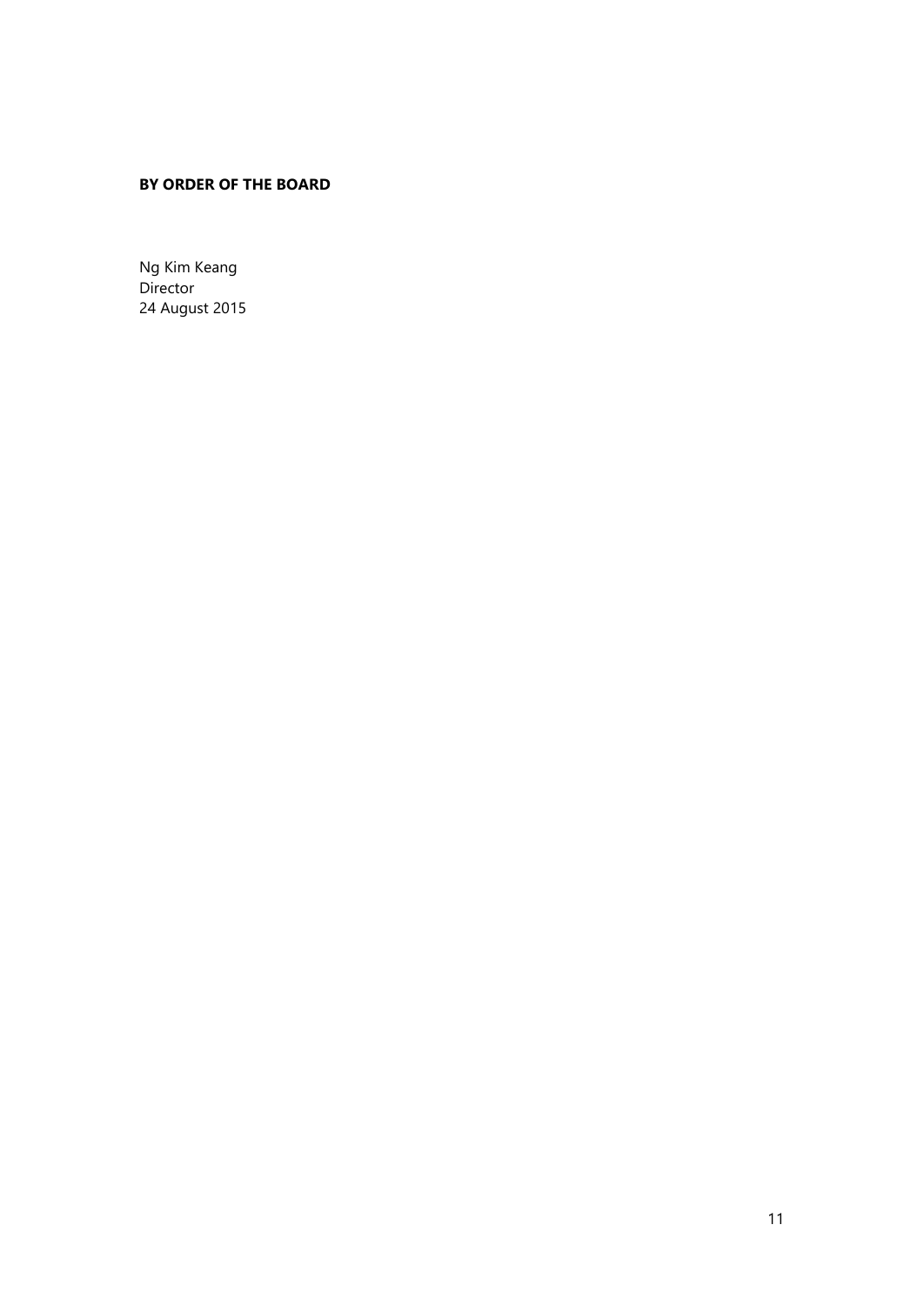**BY ORDER OF THE BOARD**

Ng Kim Keang
Director
24 August 2015